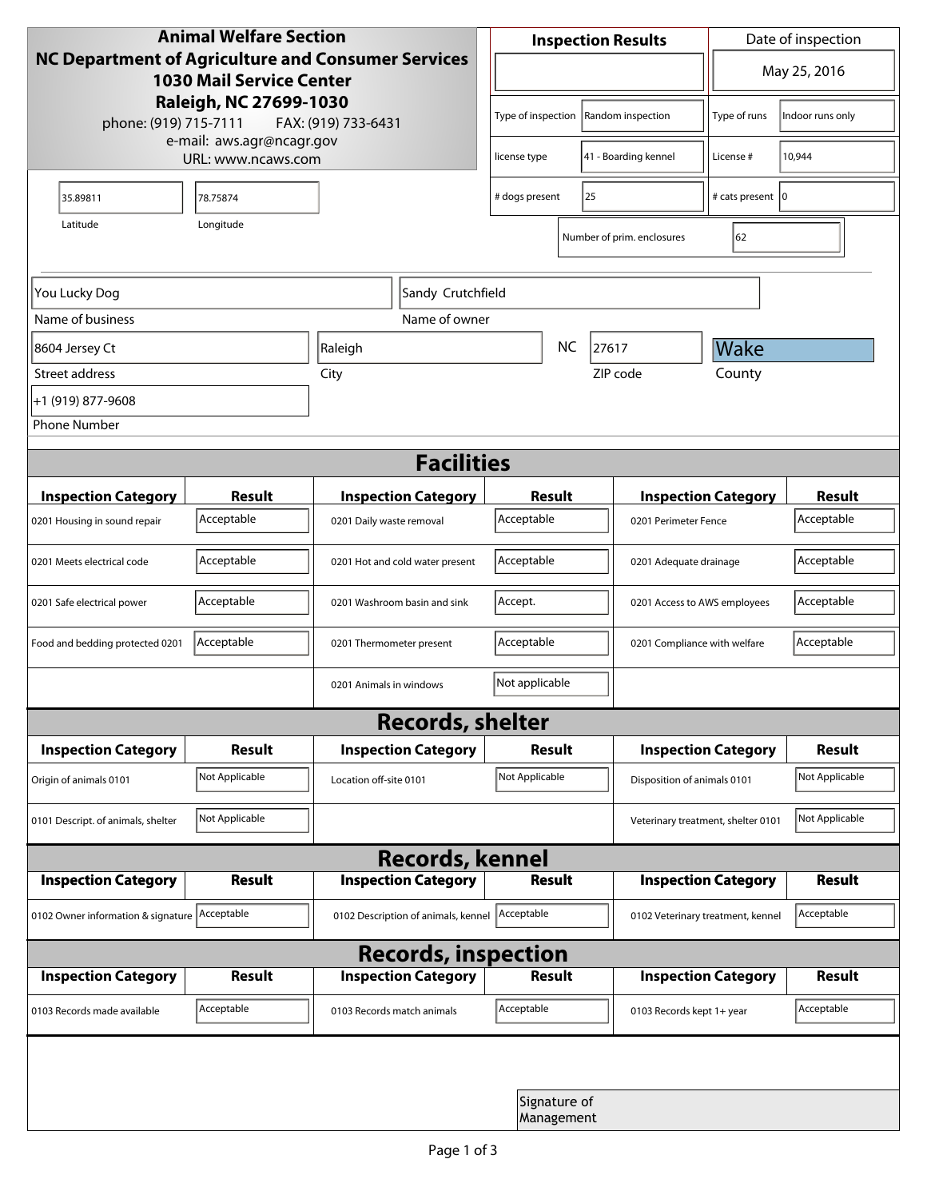**Animal Welfare Section**
**NC Department of Agriculture and Consumer Services**
**1030 Mail Service Center**
**Raleigh, NC 27699-1030**
phone: (919) 715-7111 FAX: (919) 733-6431
e-mail: aws.agr@ncagr.gov
URL: www.ncaws.com

| **Inspection Results** | Date of inspection |
|---|---|
| | May 25, 2016 |

| | | | |
|---|---|---|---|
| Type of inspection | Random inspection | Type of runs | Indoor runs only |
| license type | 41 - Boarding kennel | License # | 10,944 |
| # dogs present | 25 | # cats present | 0 |
| Number of prim. enclosures | 62 | | |

| Latitude | Longitude |
|---|---|
| 35.89811 | 78.75874 |

| Field | Value |
|---|---|
| Name of business | You Lucky Dog |
| Name of owner | Sandy Crutchfield |
| Street address | 8604 Jersey Ct |
| City | Raleigh |
| State | NC |
| ZIP code | 27617 |
| County | Wake |
| Phone Number | +1 (919) 877-9608 |

## Facilities

| Inspection Category | Result | Inspection Category | Result | Inspection Category | Result |
|---|---|---|---|---|---|
| 0201 Housing in sound repair | Acceptable | 0201 Daily waste removal | Acceptable | 0201 Perimeter Fence | Acceptable |
| 0201 Meets electrical code | Acceptable | 0201 Hot and cold water present | Acceptable | 0201 Adequate drainage | Acceptable |
| 0201 Safe electrical power | Acceptable | 0201 Washroom basin and sink | Accept. | 0201 Access to AWS employees | Acceptable |
| Food and bedding protected 0201 | Acceptable | 0201 Thermometer present | Acceptable | 0201 Compliance with welfare | Acceptable |
| | | 0201 Animals in windows | Not applicable | | |

## Records, shelter

| Inspection Category | Result | Inspection Category | Result | Inspection Category | Result |
|---|---|---|---|---|---|
| Origin of animals 0101 | Not Applicable | Location off-site 0101 | Not Applicable | Disposition of animals 0101 | Not Applicable |
| 0101 Descript. of animals, shelter | Not Applicable | | | Veterinary treatment, shelter 0101 | Not Applicable |

## Records, kennel

| Inspection Category | Result | Inspection Category | Result | Inspection Category | Result |
|---|---|---|---|---|---|
| 0102 Owner information & signature | Acceptable | 0102 Description of animals, kennel | Acceptable | 0102 Veterinary treatment, kennel | Acceptable |

## Records, inspection

| Inspection Category | Result | Inspection Category | Result | Inspection Category | Result |
|---|---|---|---|---|---|
| 0103 Records made available | Acceptable | 0103 Records match animals | Acceptable | 0103 Records kept 1+ year | Acceptable |

Signature of Management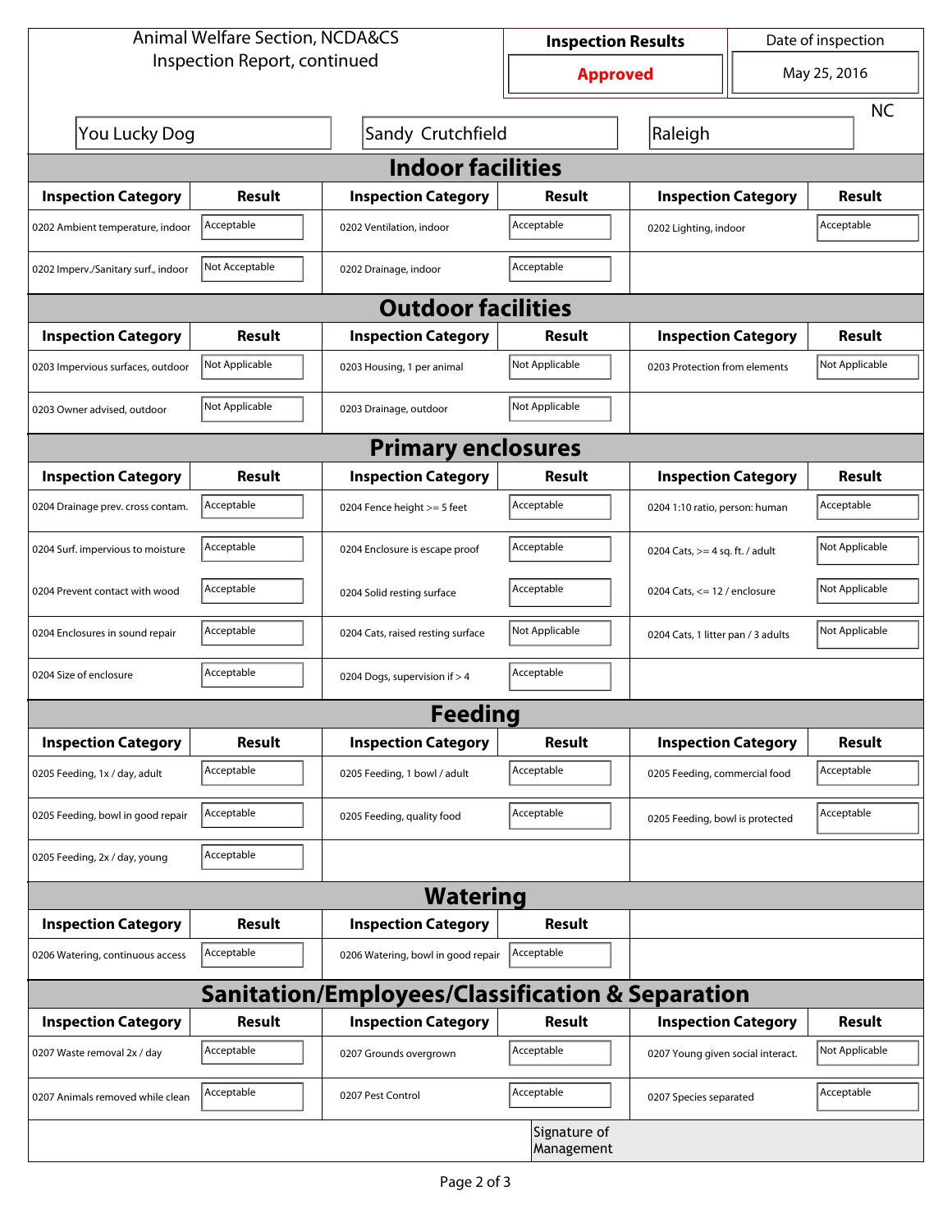# Animal Welfare Section, NCDA&CS
## Inspection Report, continued

| Inspection Results | Date of inspection |
|---|---|
| **Approved** | May 25, 2016 |

You Lucky Dog | Sandy Crutchfield | Raleigh | NC

## Indoor facilities

| Inspection Category | Result | Inspection Category | Result | Inspection Category | Result |
|---|---|---|---|---|---|
| 0202 Ambient temperature, indoor | Acceptable | 0202 Ventilation, indoor | Acceptable | 0202 Lighting, indoor | Acceptable |
| 0202 Imperv./Sanitary surf., indoor | Not Acceptable | 0202 Drainage, indoor | Acceptable | | |

## Outdoor facilities

| Inspection Category | Result | Inspection Category | Result | Inspection Category | Result |
|---|---|---|---|---|---|
| 0203 Impervious surfaces, outdoor | Not Applicable | 0203 Housing, 1 per animal | Not Applicable | 0203 Protection from elements | Not Applicable |
| 0203 Owner advised, outdoor | Not Applicable | 0203 Drainage, outdoor | Not Applicable | | |

## Primary enclosures

| Inspection Category | Result | Inspection Category | Result | Inspection Category | Result |
|---|---|---|---|---|---|
| 0204 Drainage prev. cross contam. | Acceptable | 0204 Fence height >= 5 feet | Acceptable | 0204 1:10 ratio, person: human | Acceptable |
| 0204 Surf. impervious to moisture | Acceptable | 0204 Enclosure is escape proof | Acceptable | 0204 Cats, >= 4 sq. ft. / adult | Not Applicable |
| 0204 Prevent contact with wood | Acceptable | 0204 Solid resting surface | Acceptable | 0204 Cats, <= 12 / enclosure | Not Applicable |
| 0204 Enclosures in sound repair | Acceptable | 0204 Cats, raised resting surface | Not Applicable | 0204 Cats, 1 litter pan / 3 adults | Not Applicable |
| 0204 Size of enclosure | Acceptable | 0204 Dogs, supervision if > 4 | Acceptable | | |

## Feeding

| Inspection Category | Result | Inspection Category | Result | Inspection Category | Result |
|---|---|---|---|---|---|
| 0205 Feeding, 1x / day, adult | Acceptable | 0205 Feeding, 1 bowl / adult | Acceptable | 0205 Feeding, commercial food | Acceptable |
| 0205 Feeding, bowl in good repair | Acceptable | 0205 Feeding, quality food | Acceptable | 0205 Feeding, bowl is protected | Acceptable |
| 0205 Feeding, 2x / day, young | Acceptable | | | | |

## Watering

| Inspection Category | Result | Inspection Category | Result |
|---|---|---|---|
| 0206 Watering, continuous access | Acceptable | 0206 Watering, bowl in good repair | Acceptable |

## Sanitation/Employees/Classification & Separation

| Inspection Category | Result | Inspection Category | Result | Inspection Category | Result |
|---|---|---|---|---|---|
| 0207 Waste removal 2x / day | Acceptable | 0207 Grounds overgrown | Acceptable | 0207 Young given social interact. | Not Applicable |
| 0207 Animals removed while clean | Acceptable | 0207 Pest Control | Acceptable | 0207 Species separated | Acceptable |

Signature of Management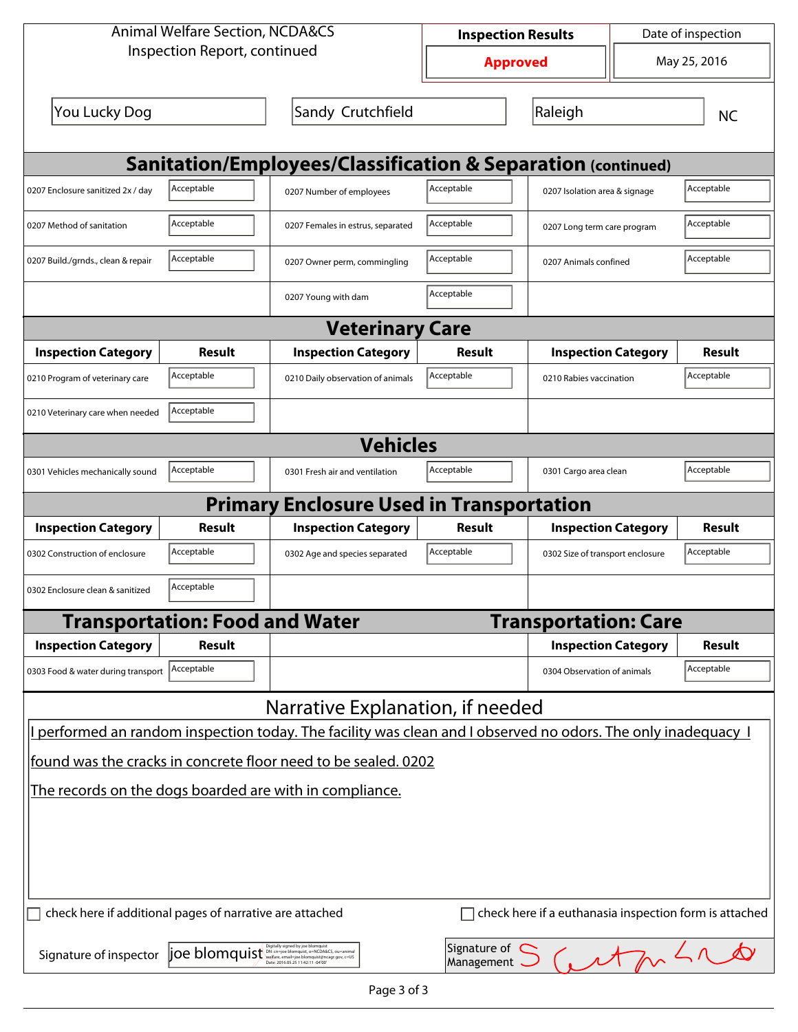Animal Welfare Section, NCDA&CS
Inspection Report, continued

| Inspection Results | Date of inspection |
|---|---|
| **Approved** | May 25, 2016 |

You Lucky Dog | Sandy Crutchfield | Raleigh | NC

## Sanitation/Employees/Classification & Separation (continued)

| | | | | | |
|---|---|---|---|---|---|
| 0207 Enclosure sanitized 2x / day | Acceptable | 0207 Number of employees | Acceptable | 0207 Isolation area & signage | Acceptable |
| 0207 Method of sanitation | Acceptable | 0207 Females in estrus, separated | Acceptable | 0207 Long term care program | Acceptable |
| 0207 Build./grnds., clean & repair | Acceptable | 0207 Owner perm, commingling | Acceptable | 0207 Animals confined | Acceptable |
| | | 0207 Young with dam | Acceptable | | |

## Veterinary Care

| Inspection Category | Result | Inspection Category | Result | Inspection Category | Result |
|---|---|---|---|---|---|
| 0210 Program of veterinary care | Acceptable | 0210 Daily observation of animals | Acceptable | 0210 Rabies vaccination | Acceptable |
| 0210 Veterinary care when needed | Acceptable | | | | |

## Vehicles

| | | | | | |
|---|---|---|---|---|---|
| 0301 Vehicles mechanically sound | Acceptable | 0301 Fresh air and ventilation | Acceptable | 0301 Cargo area clean | Acceptable |

## Primary Enclosure Used in Transportation

| Inspection Category | Result | Inspection Category | Result | Inspection Category | Result |
|---|---|---|---|---|---|
| 0302 Construction of enclosure | Acceptable | 0302 Age and species separated | Acceptable | 0302 Size of transport enclosure | Acceptable |
| 0302 Enclosure clean & sanitized | Acceptable | | | | |

## Transportation: Food and Water / Transportation: Care

| Inspection Category | Result | | Inspection Category | Result |
|---|---|---|---|---|
| 0303 Food & water during transport | Acceptable | | 0304 Observation of animals | Acceptable |

## Narrative Explanation, if needed

I performed an random inspection today. The facility was clean and I observed no odors. The only inadequacy I found was the cracks in concrete floor need to be sealed. 0202

The records on the dogs boarded are with in compliance.

☐ check here if additional pages of narrative are attached

☐ check here if a euthanasia inspection form is attached

Signature of inspector: joe blomquist (Digitally signed by joe blomquist DN: cn=joe blomquist, o=NCDA&CS, ou=animal welfare, email=joe.blomquist@ncagr.gov, c=US Date: 2016.05.25 11:42:11 -04'00')

Signature of Management: S Crutchfield